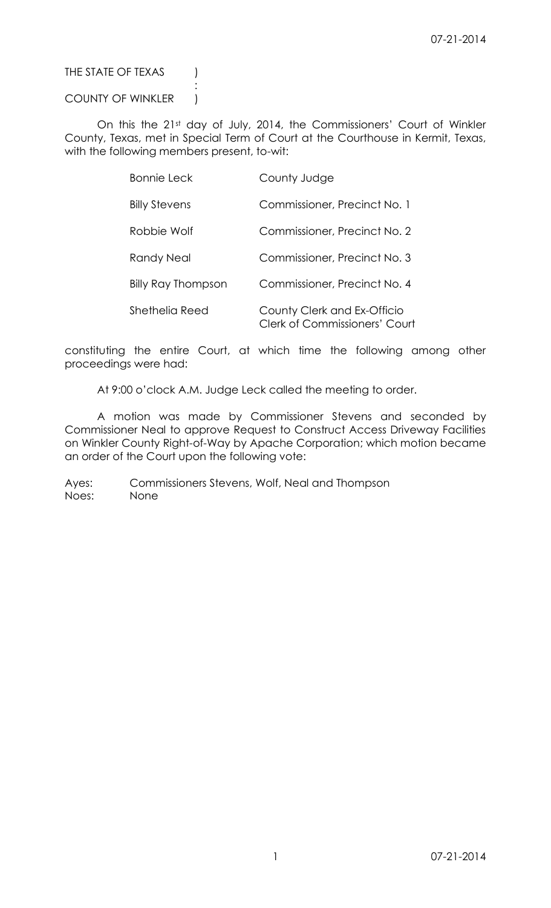THE STATE OF TEXAS )
:
COUNTY OF WINKLER )

On this the 21st day of July, 2014, the Commissioners' Court of Winkler County, Texas, met in Special Term of Court at the Courthouse in Kermit, Texas, with the following members present, to-wit:

| | |
|---|---|
| Bonnie Leck | County Judge |
| Billy Stevens | Commissioner, Precinct No. 1 |
| Robbie Wolf | Commissioner, Precinct No. 2 |
| Randy Neal | Commissioner, Precinct No. 3 |
| Billy Ray Thompson | Commissioner, Precinct No. 4 |
| Shethelia Reed | County Clerk and Ex-Officio Clerk of Commissioners' Court |

constituting the entire Court, at which time the following among other proceedings were had:

At 9:00 o'clock A.M. Judge Leck called the meeting to order.

A motion was made by Commissioner Stevens and seconded by Commissioner Neal to approve Request to Construct Access Driveway Facilities on Winkler County Right-of-Way by Apache Corporation; which motion became an order of the Court upon the following vote:

Ayes: Commissioners Stevens, Wolf, Neal and Thompson
Noes: None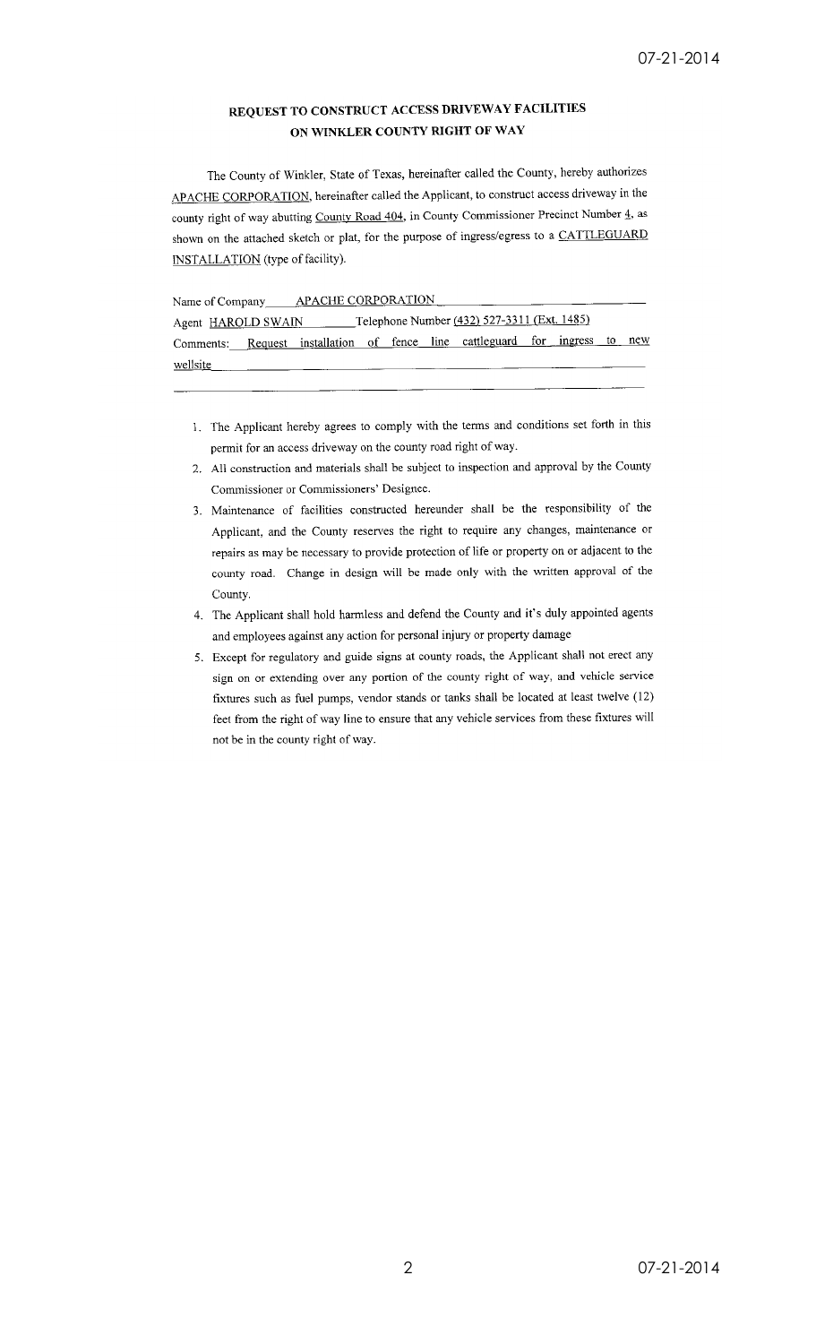## REQUEST TO CONSTRUCT ACCESS DRIVEWAY FACILITIES ON WINKLER COUNTY RIGHT OF WAY

The County of Winkler, State of Texas, hereinafter called the County, hereby authorizes APACHE CORPORATION, hereinafter called the Applicant, to construct access driveway in the county right of way abutting County Road 404, in County Commissioner Precinct Number 4, as shown on the attached sketch or plat, for the purpose of ingress/egress to a CATTLEGUARD INSTALLATION (type of facility).

Name of Company APACHE CORPORATION

Agent HAROLD SWAIN Telephone Number (432) 527-3311 (Ext. 1485)

Comments: Request installation of fence line cattleguard for ingress to new wellsite

1. The Applicant hereby agrees to comply with the terms and conditions set forth in this permit for an access driveway on the county road right of way.
2. All construction and materials shall be subject to inspection and approval by the County Commissioner or Commissioners' Designee.
3. Maintenance of facilities constructed hereunder shall be the responsibility of the Applicant, and the County reserves the right to require any changes, maintenance or repairs as may be necessary to provide protection of life or property on or adjacent to the county road. Change in design will be made only with the written approval of the County.
4. The Applicant shall hold harmless and defend the County and it's duly appointed agents and employees against any action for personal injury or property damage
5. Except for regulatory and guide signs at county roads, the Applicant shall not erect any sign on or extending over any portion of the county right of way, and vehicle service fixtures such as fuel pumps, vendor stands or tanks shall be located at least twelve (12) feet from the right of way line to ensure that any vehicle services from these fixtures will not be in the county right of way.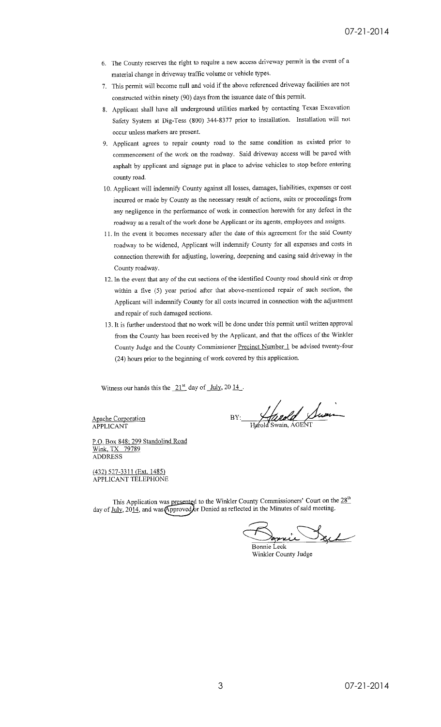6. The County reserves the right to require a new access driveway permit in the event of a material change in driveway traffic volume or vehicle types.
7. This permit will become null and void if the above referenced driveway facilities are not constructed within ninety (90) days from the issuance date of this permit.
8. Applicant shall have all underground utilities marked by contacting Texas Excavation Safety System at Dig-Tess (800) 344-8377 prior to installation. Installation will not occur unless markers are present.
9. Applicant agrees to repair county road to the same condition as existed prior to commencement of the work on the roadway. Said driveway access will be paved with asphalt by applicant and signage put in place to advise vehicles to stop before entering county road.
10. Applicant will indemnify County against all losses, damages, liabilities, expenses or cost incurred or made by County as the necessary result of actions, suits or proceedings from any negligence in the performance of work in connection herewith for any defect in the roadway as a result of the work done be Applicant or its agents, employees and assigns.
11. In the event it becomes necessary after the date of this agreement for the said County roadway to be widened, Applicant will indemnify County for all expenses and costs in connection therewith for adjusting, lowering, deepening and casing said driveway in the County roadway.
12. In the event that any of the cut sections of the identified County road should sink or drop within a five (5) year period after that above-mentioned repair of such section, the Applicant will indemnify County for all costs incurred in connection with the adjustment and repair of such damaged sections.
13. It is further understood that no work will be done under this permit until written approval from the County has been received by the Applicant, and that the offices of the Winkler County Judge and the County Commissioner Precinct Number 1 be advised twenty-four (24) hours prior to the beginning of work covered by this application.

Witness our hands this the 21st day of July, 20 14.

Apache Corporation
APPLICANT

BY: Harold Swain, AGENT

P.O. Box 848; 299 Standolind Road
Wink, TX 79789
ADDRESS

(432) 527-3311 (Ext. 1485)
APPLICANT TELEPHONE

This Application was presented to the Winkler County Commissioners' Court on the 28th day of July, 2014, and was Approved or Denied as reflected in the Minutes of said meeting.

Bonnie Leck
Winkler County Judge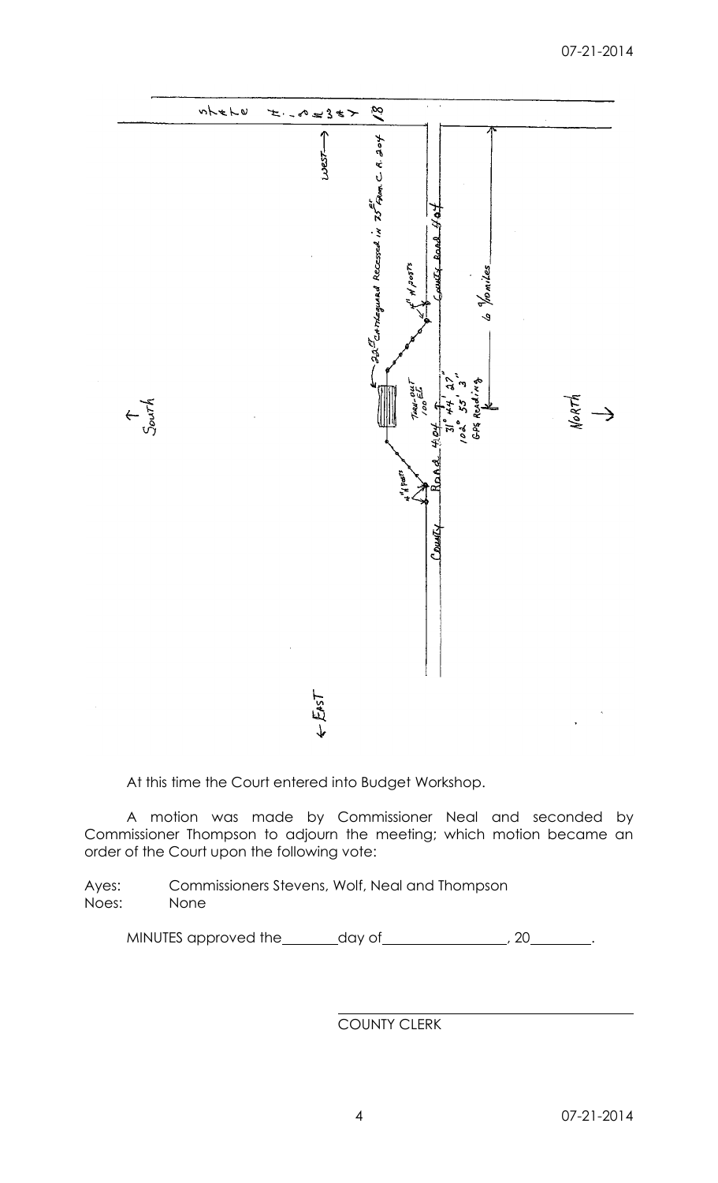State Highway 18

West →

22 ft Cattleguard Recessed in 75 ft from C.R. 404

4" H posts

County Road 404

6 1/10 miles

Turn-out 100 ft

31° 44' 27"

102° 55' 3"

GPS Reading

↑ South

North →

4" H posts

County Road 404

← East

At this time the Court entered into Budget Workshop.

A motion was made by Commissioner Neal and seconded by Commissioner Thompson to adjourn the meeting; which motion became an order of the Court upon the following vote:

Ayes: Commissioners Stevens, Wolf, Neal and Thompson
Noes: None

MINUTES approved the ________ day of ________________, 20________.

COUNTY CLERK